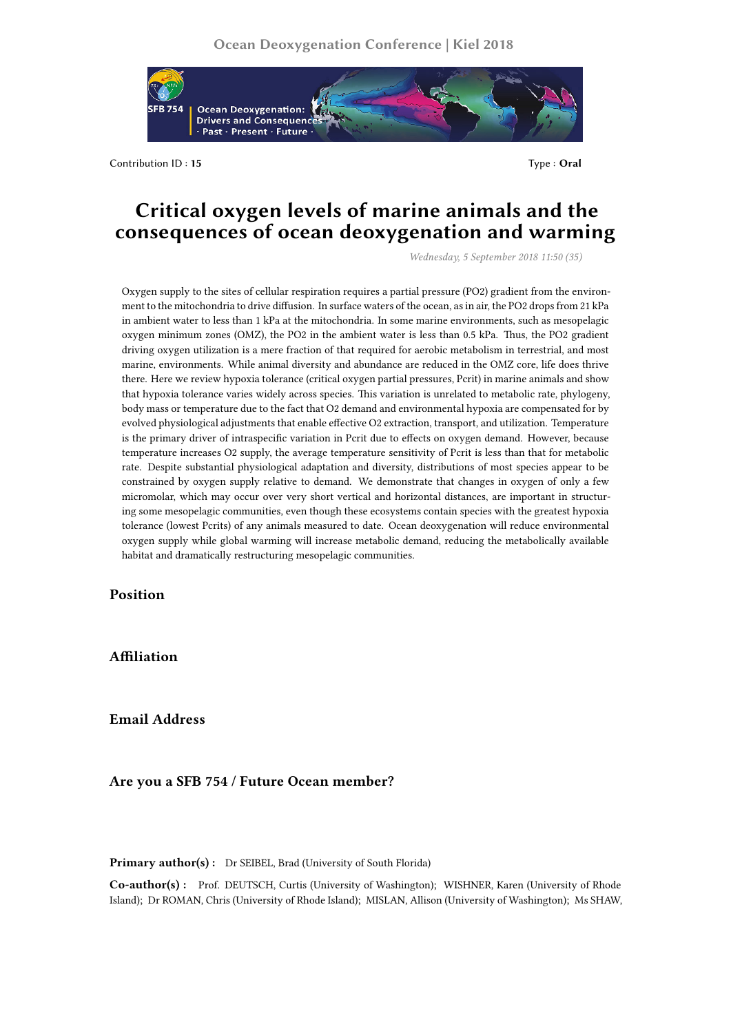Contribution ID : **15**

Type : **Oral**

# Critical oxygen levels of marine animals and the consequences of ocean deoxygenation and warming

*Wednesday, 5 September 2018 11:50 (35)*

Oxygen supply to the sites of cellular respiration requires a partial pressure (PO2) gradient from the environment to the mitochondria to drive diffusion. In surface waters of the ocean, as in air, the PO2 drops from 21 kPa in ambient water to less than 1 kPa at the mitochondria. In some marine environments, such as mesopelagic oxygen minimum zones (OMZ), the PO2 in the ambient water is less than 0.5 kPa. Thus, the PO2 gradient driving oxygen utilization is a mere fraction of that required for aerobic metabolism in terrestrial, and most marine, environments. While animal diversity and abundance are reduced in the OMZ core, life does thrive there. Here we review hypoxia tolerance (critical oxygen partial pressures, Pcrit) in marine animals and show that hypoxia tolerance varies widely across species. This variation is unrelated to metabolic rate, phylogeny, body mass or temperature due to the fact that O2 demand and environmental hypoxia are compensated for by evolved physiological adjustments that enable effective O2 extraction, transport, and utilization. Temperature is the primary driver of intraspecific variation in Pcrit due to effects on oxygen demand. However, because temperature increases O2 supply, the average temperature sensitivity of Pcrit is less than that for metabolic rate. Despite substantial physiological adaptation and diversity, distributions of most species appear to be constrained by oxygen supply relative to demand. We demonstrate that changes in oxygen of only a few micromolar, which may occur over very short vertical and horizontal distances, are important in structuring some mesopelagic communities, even though these ecosystems contain species with the greatest hypoxia tolerance (lowest Pcrits) of any animals measured to date. Ocean deoxygenation will reduce environmental oxygen supply while global warming will increase metabolic demand, reducing the metabolically available habitat and dramatically restructuring mesopelagic communities.

## Position

## Affiliation

## Email Address

## Are you a SFB 754 / Future Ocean member?

**Primary author(s) :** Dr SEIBEL, Brad (University of South Florida)

**Co-author(s) :** Prof. DEUTSCH, Curtis (University of Washington); WISHNER, Karen (University of Rhode Island); Dr ROMAN, Chris (University of Rhode Island); MISLAN, Allison (University of Washington); Ms SHAW,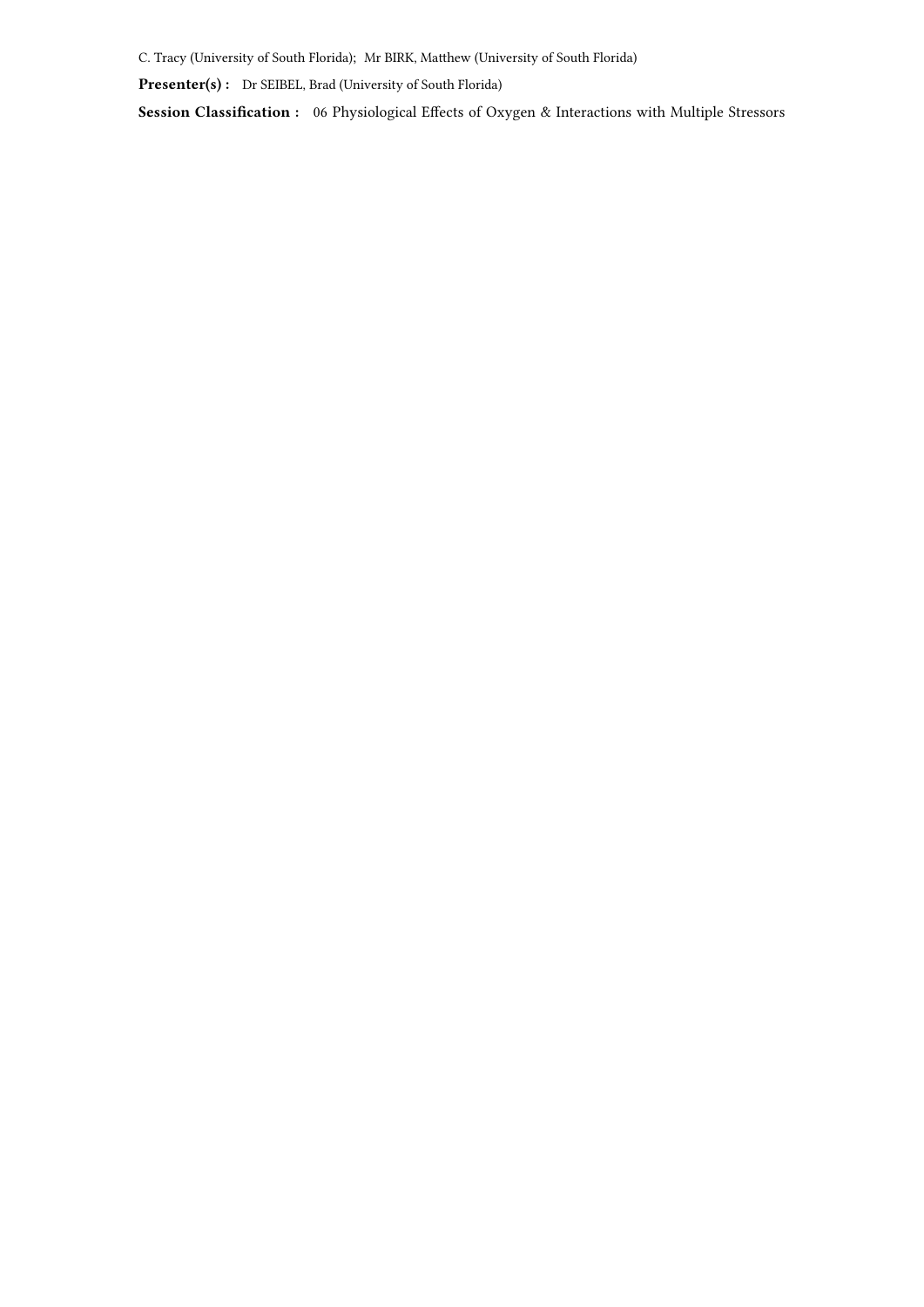C. Tracy (University of South Florida); Mr BIRK, Matthew (University of South Florida)

**Presenter(s) :** Dr SEIBEL, Brad (University of South Florida)

**Session Classification :** 06 Physiological Effects of Oxygen & Interactions with Multiple Stressors